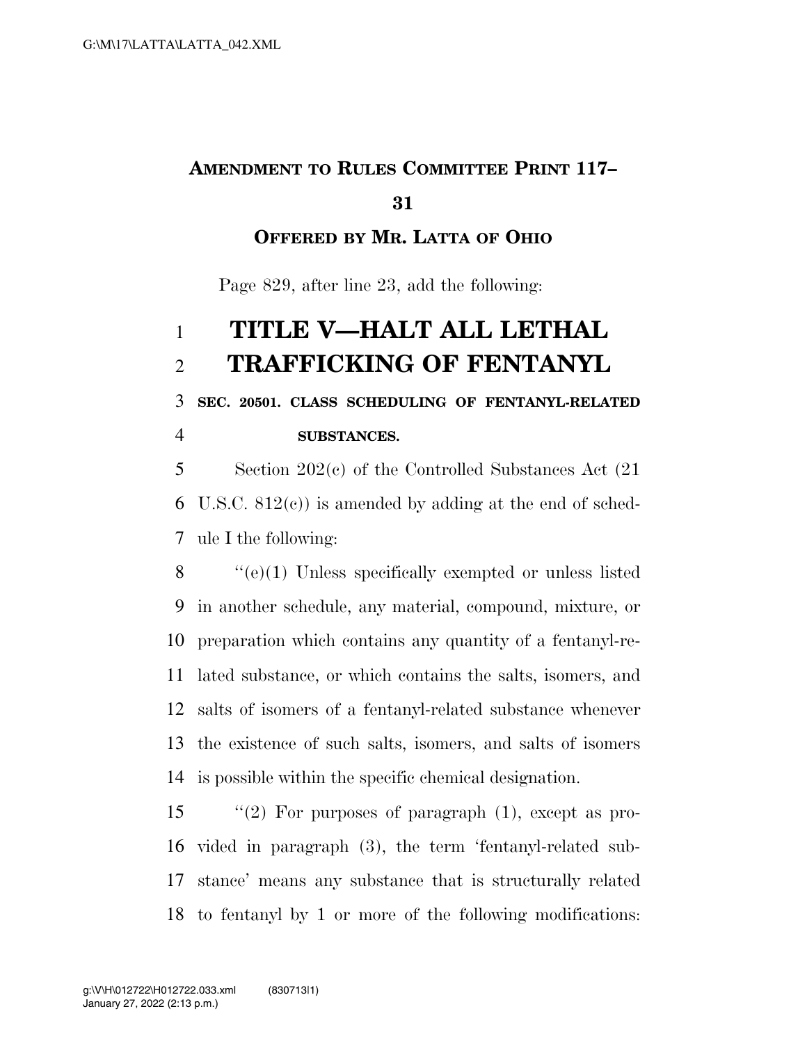**AMENDMENT TO RULES COMMITTEE PRINT 117–31**

**OFFERED BY MR. LATTA OF OHIO**

Page 829, after line 23, add the following:

# TITLE V—HALT ALL LETHAL TRAFFICKING OF FENTANYL

**SEC. 20501. CLASS SCHEDULING OF FENTANYL-RELATED SUBSTANCES.**

Section 202(c) of the Controlled Substances Act (21 U.S.C. 812(c)) is amended by adding at the end of schedule I the following:

"(e)(1) Unless specifically exempted or unless listed in another schedule, any material, compound, mixture, or preparation which contains any quantity of a fentanyl-related substance, or which contains the salts, isomers, and salts of isomers of a fentanyl-related substance whenever the existence of such salts, isomers, and salts of isomers is possible within the specific chemical designation.

"(2) For purposes of paragraph (1), except as provided in paragraph (3), the term 'fentanyl-related substance' means any substance that is structurally related to fentanyl by 1 or more of the following modifications: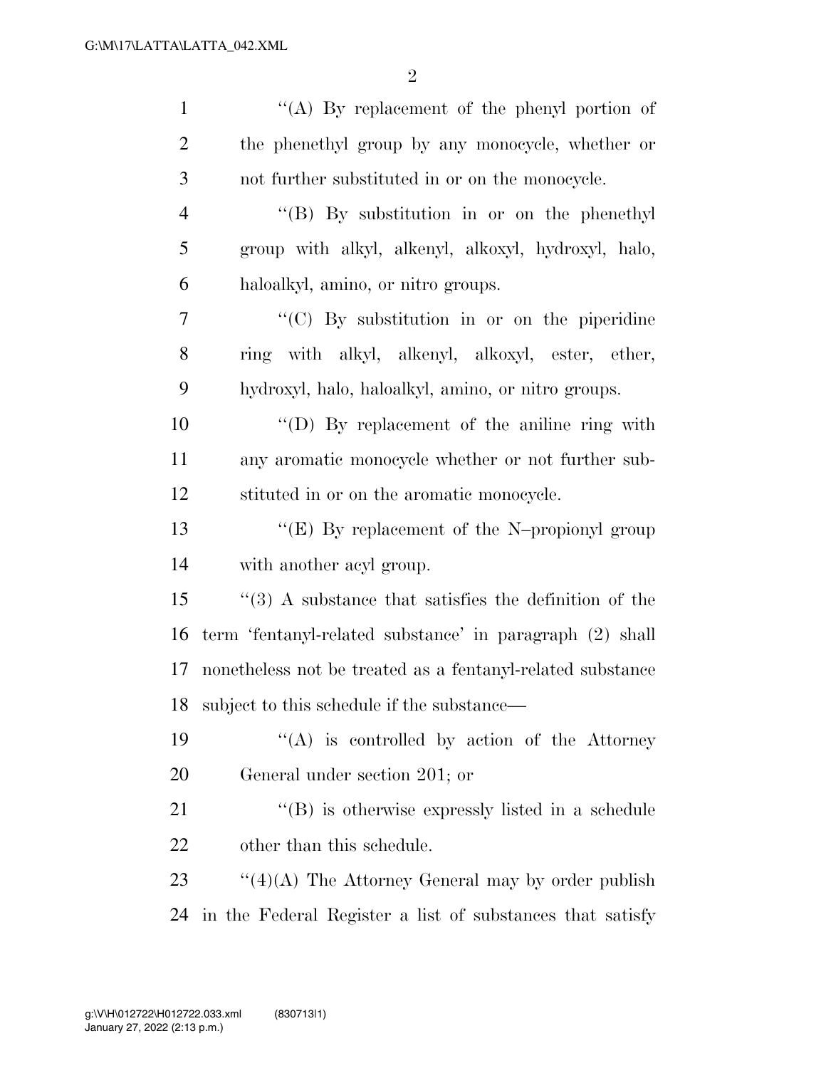''(A) By replacement of the phenyl portion of the phenethyl group by any monocycle, whether or not further substituted in or on the monocycle.

''(B) By substitution in or on the phenethyl group with alkyl, alkenyl, alkoxyl, hydroxyl, halo, haloalkyl, amino, or nitro groups.

''(C) By substitution in or on the piperidine ring with alkyl, alkenyl, alkoxyl, ester, ether, hydroxyl, halo, haloalkyl, amino, or nitro groups.

''(D) By replacement of the aniline ring with any aromatic monocycle whether or not further substituted in or on the aromatic monocycle.

''(E) By replacement of the N–propionyl group with another acyl group.

''(3) A substance that satisfies the definition of the term 'fentanyl-related substance' in paragraph (2) shall nonetheless not be treated as a fentanyl-related substance subject to this schedule if the substance—

''(A) is controlled by action of the Attorney General under section 201; or

''(B) is otherwise expressly listed in a schedule other than this schedule.

''(4)(A) The Attorney General may by order publish in the Federal Register a list of substances that satisfy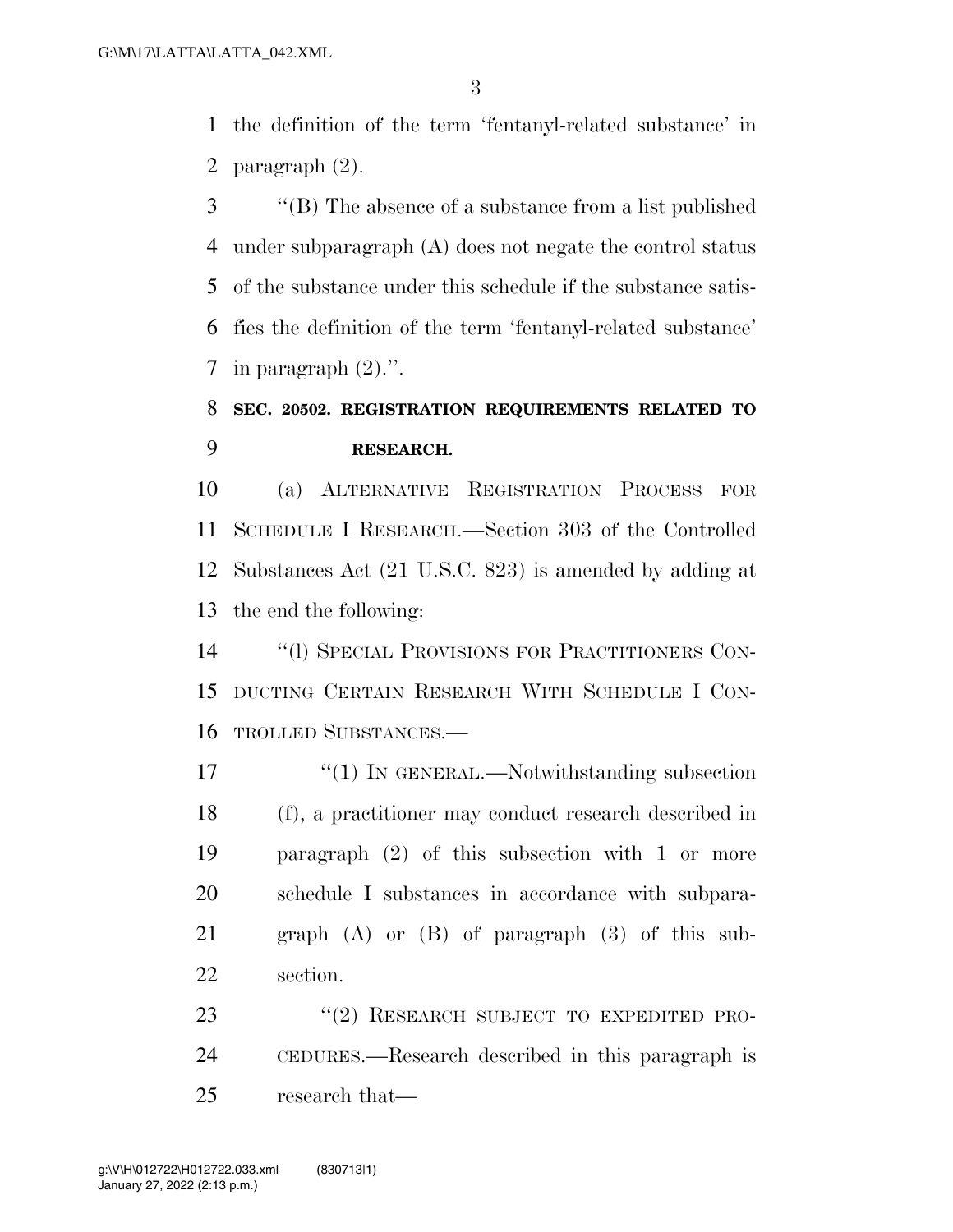the definition of the term 'fentanyl-related substance' in paragraph (2).

''(B) The absence of a substance from a list published under subparagraph (A) does not negate the control status of the substance under this schedule if the substance satisfies the definition of the term 'fentanyl-related substance' in paragraph (2).''.

**SEC. 20502. REGISTRATION REQUIREMENTS RELATED TO RESEARCH.**

(a) ALTERNATIVE REGISTRATION PROCESS FOR SCHEDULE I RESEARCH.—Section 303 of the Controlled Substances Act (21 U.S.C. 823) is amended by adding at the end the following:

''(l) SPECIAL PROVISIONS FOR PRACTITIONERS CONDUCTING CERTAIN RESEARCH WITH SCHEDULE I CONTROLLED SUBSTANCES.—

''(1) IN GENERAL.—Notwithstanding subsection (f), a practitioner may conduct research described in paragraph (2) of this subsection with 1 or more schedule I substances in accordance with subparagraph (A) or (B) of paragraph (3) of this subsection.

''(2) RESEARCH SUBJECT TO EXPEDITED PROCEDURES.—Research described in this paragraph is research that—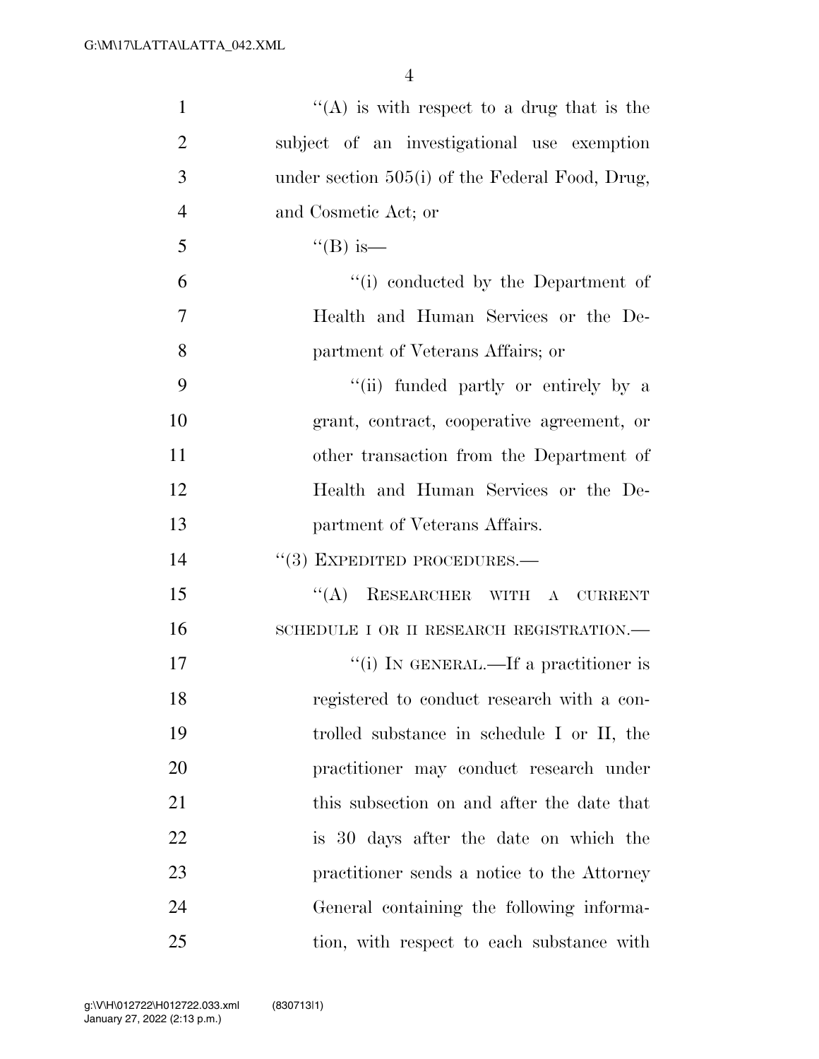"(A) is with respect to a drug that is the subject of an investigational use exemption under section 505(i) of the Federal Food, Drug, and Cosmetic Act; or

"(B) is—

"(i) conducted by the Department of Health and Human Services or the Department of Veterans Affairs; or

"(ii) funded partly or entirely by a grant, contract, cooperative agreement, or other transaction from the Department of Health and Human Services or the Department of Veterans Affairs.

"(3) EXPEDITED PROCEDURES.—

"(A) RESEARCHER WITH A CURRENT SCHEDULE I OR II RESEARCH REGISTRATION.—

"(i) IN GENERAL.—If a practitioner is registered to conduct research with a controlled substance in schedule I or II, the practitioner may conduct research under this subsection on and after the date that is 30 days after the date on which the practitioner sends a notice to the Attorney General containing the following information, with respect to each substance with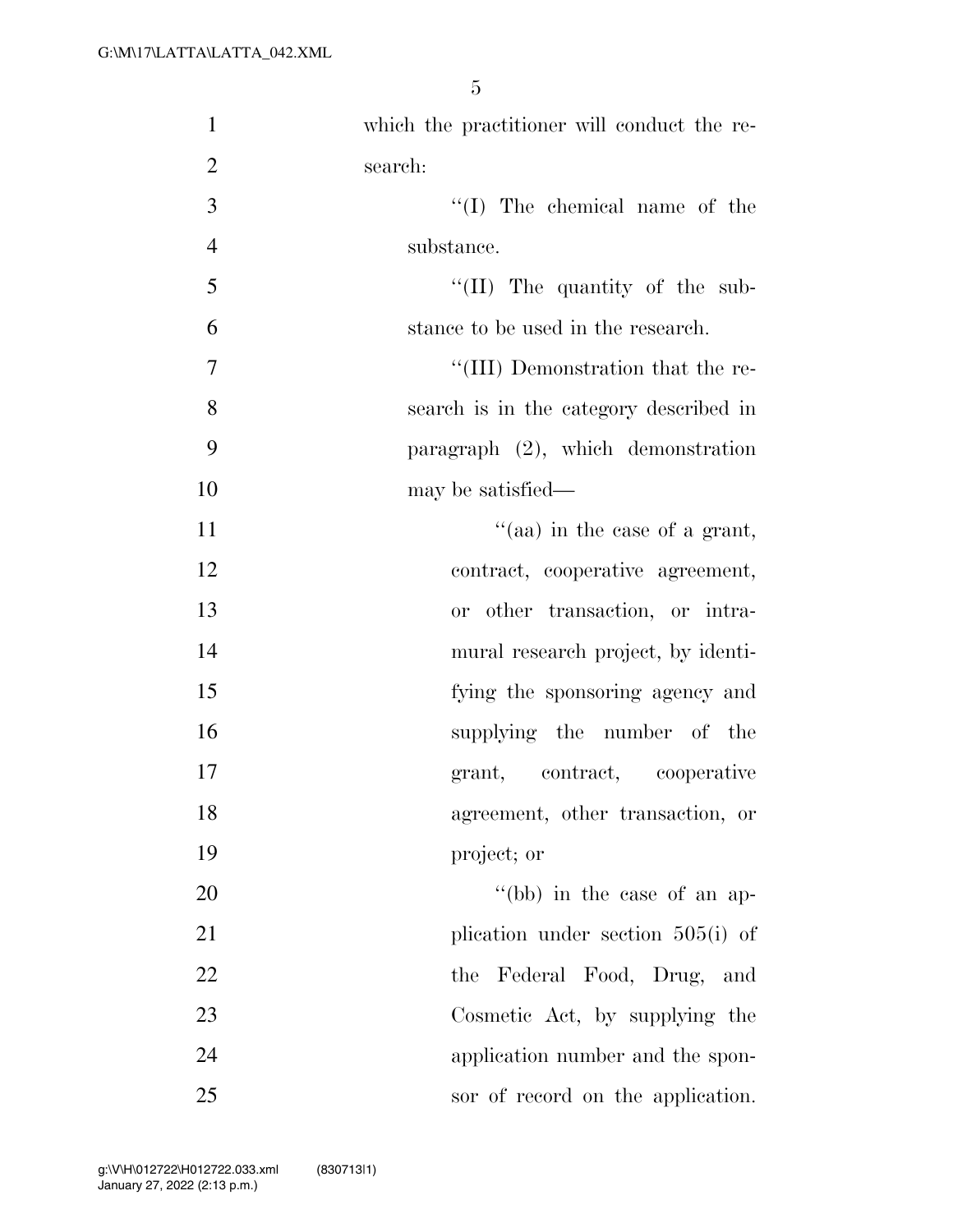which the practitioner will conduct the research:

''(I) The chemical name of the substance.

''(II) The quantity of the substance to be used in the research.

''(III) Demonstration that the research is in the category described in paragraph (2), which demonstration may be satisfied—

''(aa) in the case of a grant, contract, cooperative agreement, or other transaction, or intramural research project, by identifying the sponsoring agency and supplying the number of the grant, contract, cooperative agreement, other transaction, or project; or

''(bb) in the case of an application under section 505(i) of the Federal Food, Drug, and Cosmetic Act, by supplying the application number and the sponsor of record on the application.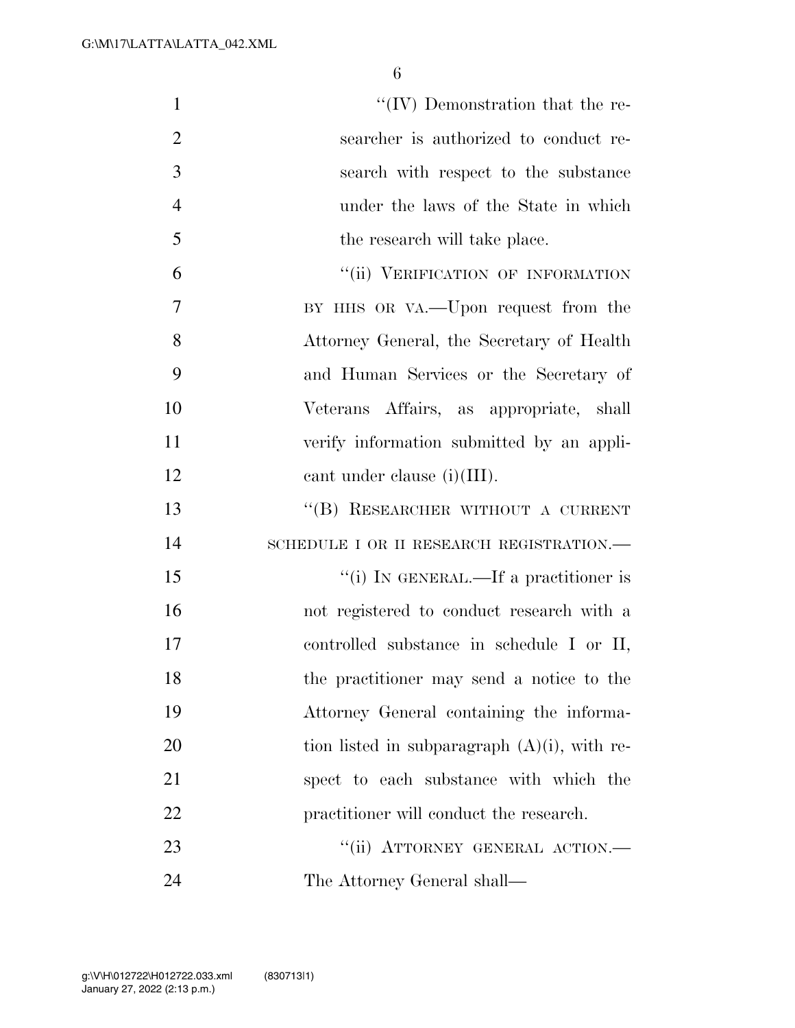"(IV) Demonstration that the researcher is authorized to conduct research with respect to the substance under the laws of the State in which the research will take place.

"(ii) VERIFICATION OF INFORMATION BY HHS OR VA.—Upon request from the Attorney General, the Secretary of Health and Human Services or the Secretary of Veterans Affairs, as appropriate, shall verify information submitted by an applicant under clause (i)(III).

"(B) RESEARCHER WITHOUT A CURRENT SCHEDULE I OR II RESEARCH REGISTRATION.—

"(i) IN GENERAL.—If a practitioner is not registered to conduct research with a controlled substance in schedule I or II, the practitioner may send a notice to the Attorney General containing the information listed in subparagraph (A)(i), with respect to each substance with which the practitioner will conduct the research.

"(ii) ATTORNEY GENERAL ACTION.—The Attorney General shall—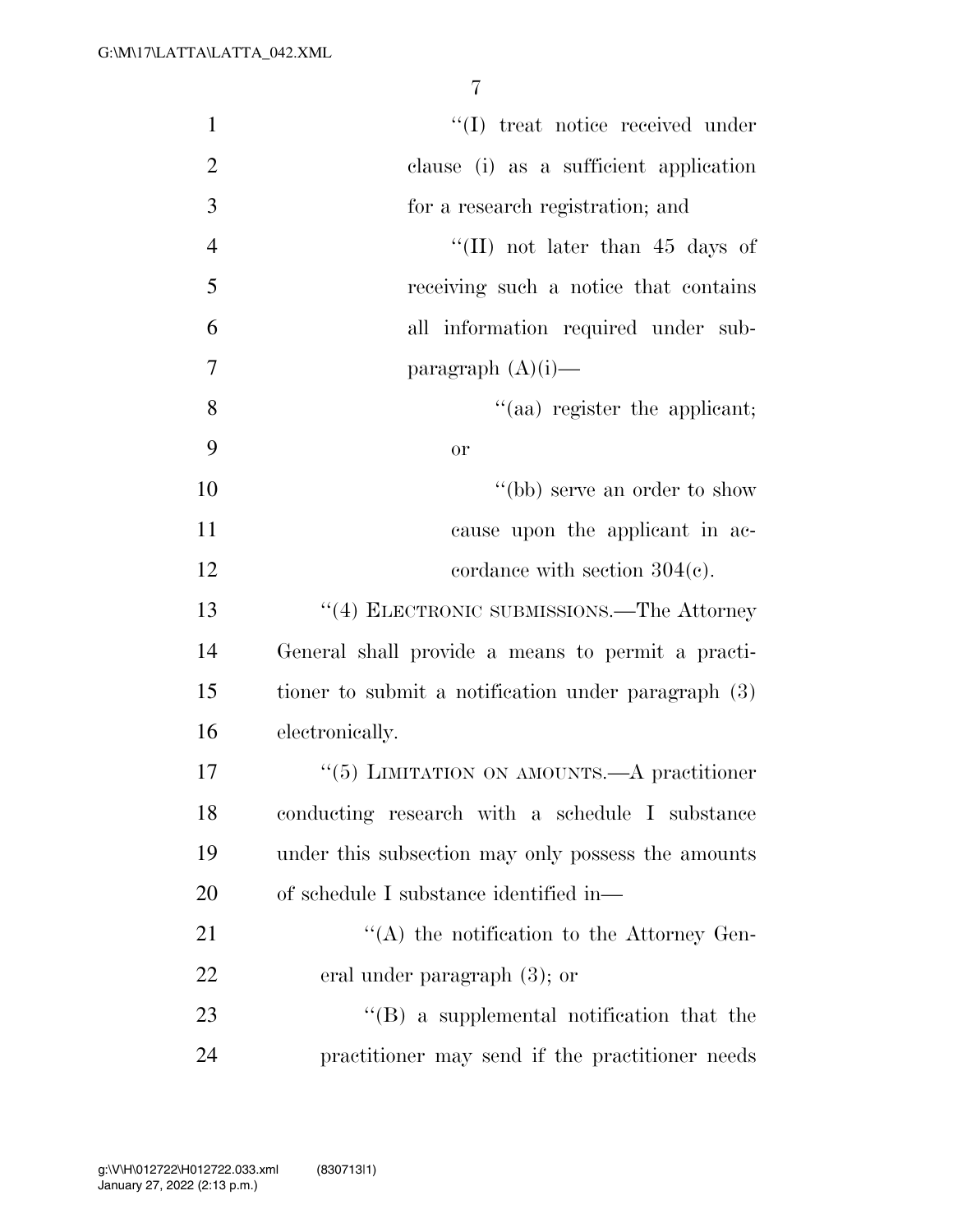"(I) treat notice received under clause (i) as a sufficient application for a research registration; and

"(II) not later than 45 days of receiving such a notice that contains all information required under subparagraph (A)(i)—

"(aa) register the applicant; or

"(bb) serve an order to show cause upon the applicant in accordance with section 304(c).

"(4) ELECTRONIC SUBMISSIONS.—The Attorney General shall provide a means to permit a practitioner to submit a notification under paragraph (3) electronically.

"(5) LIMITATION ON AMOUNTS.—A practitioner conducting research with a schedule I substance under this subsection may only possess the amounts of schedule I substance identified in—

"(A) the notification to the Attorney General under paragraph (3); or

"(B) a supplemental notification that the practitioner may send if the practitioner needs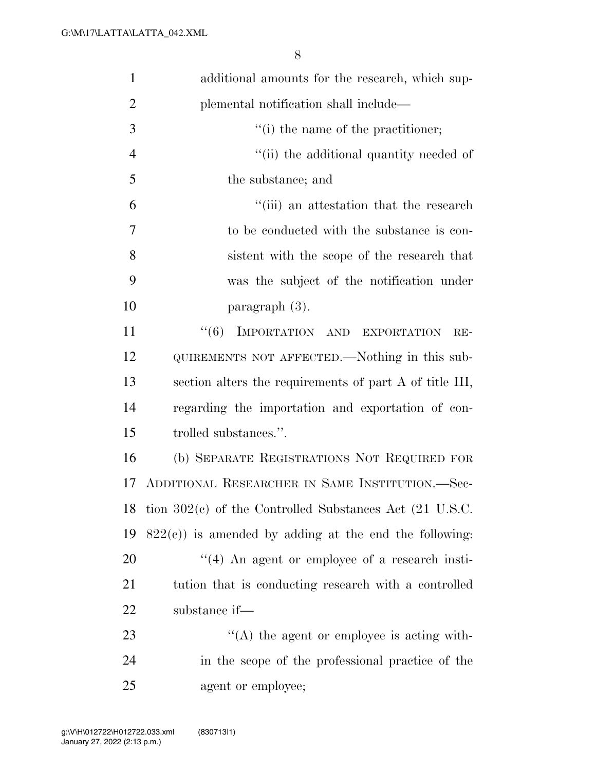additional amounts for the research, which supplemental notification shall include—

''(i) the name of the practitioner;

''(ii) the additional quantity needed of the substance; and

''(iii) an attestation that the research to be conducted with the substance is consistent with the scope of the research that was the subject of the notification under paragraph (3).

''(6) IMPORTATION AND EXPORTATION REQUIREMENTS NOT AFFECTED.—Nothing in this subsection alters the requirements of part A of title III, regarding the importation and exportation of controlled substances.''.

(b) SEPARATE REGISTRATIONS NOT REQUIRED FOR ADDITIONAL RESEARCHER IN SAME INSTITUTION.—Section 302(c) of the Controlled Substances Act (21 U.S.C. 822(c)) is amended by adding at the end the following:

''(4) An agent or employee of a research institution that is conducting research with a controlled substance if—

''(A) the agent or employee is acting within the scope of the professional practice of the agent or employee;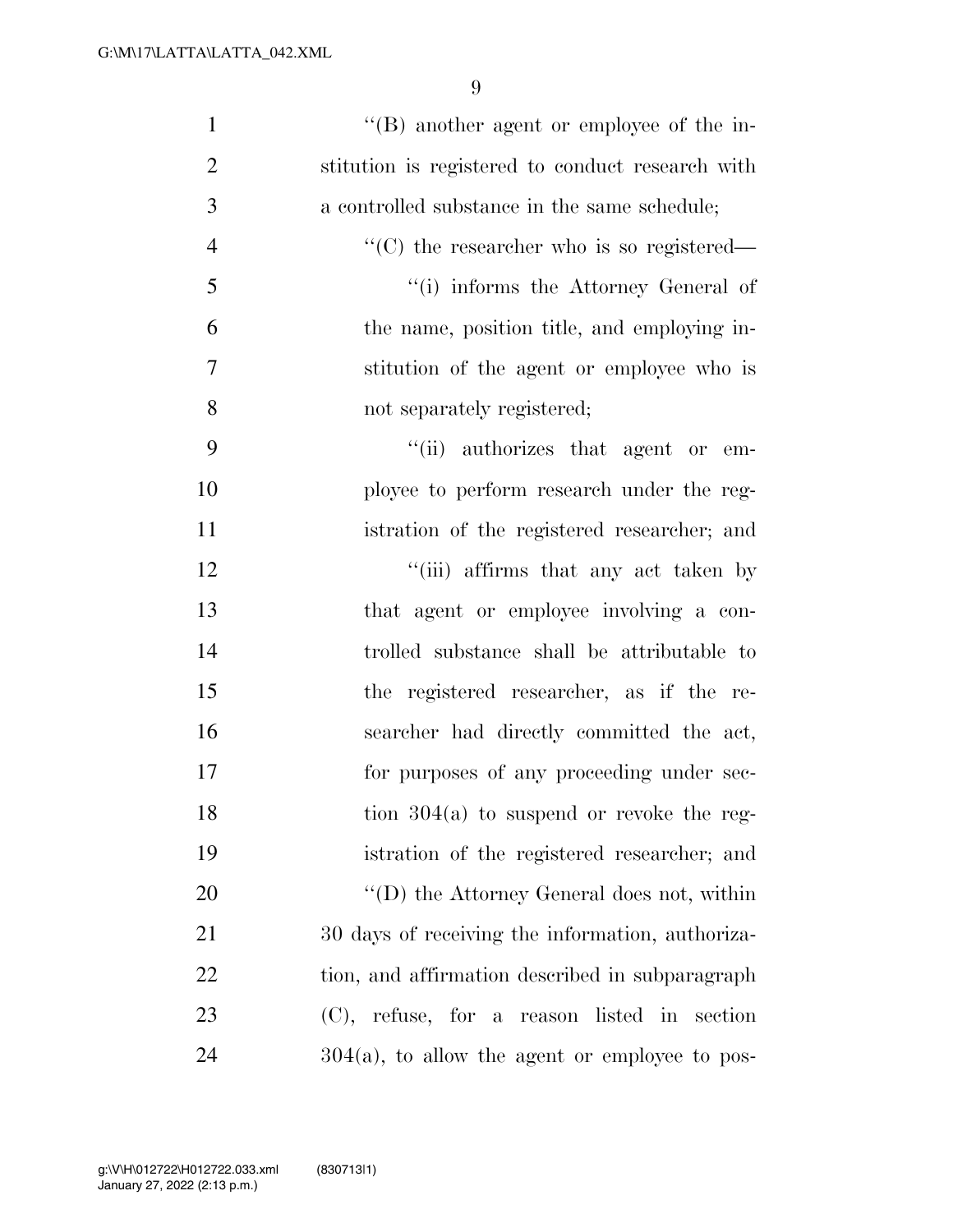''(B) another agent or employee of the institution is registered to conduct research with a controlled substance in the same schedule;

''(C) the researcher who is so registered—

''(i) informs the Attorney General of the name, position title, and employing institution of the agent or employee who is not separately registered;

''(ii) authorizes that agent or employee to perform research under the registration of the registered researcher; and

''(iii) affirms that any act taken by that agent or employee involving a controlled substance shall be attributable to the registered researcher, as if the researcher had directly committed the act, for purposes of any proceeding under section 304(a) to suspend or revoke the registration of the registered researcher; and

''(D) the Attorney General does not, within 30 days of receiving the information, authorization, and affirmation described in subparagraph (C), refuse, for a reason listed in section 304(a), to allow the agent or employee to pos-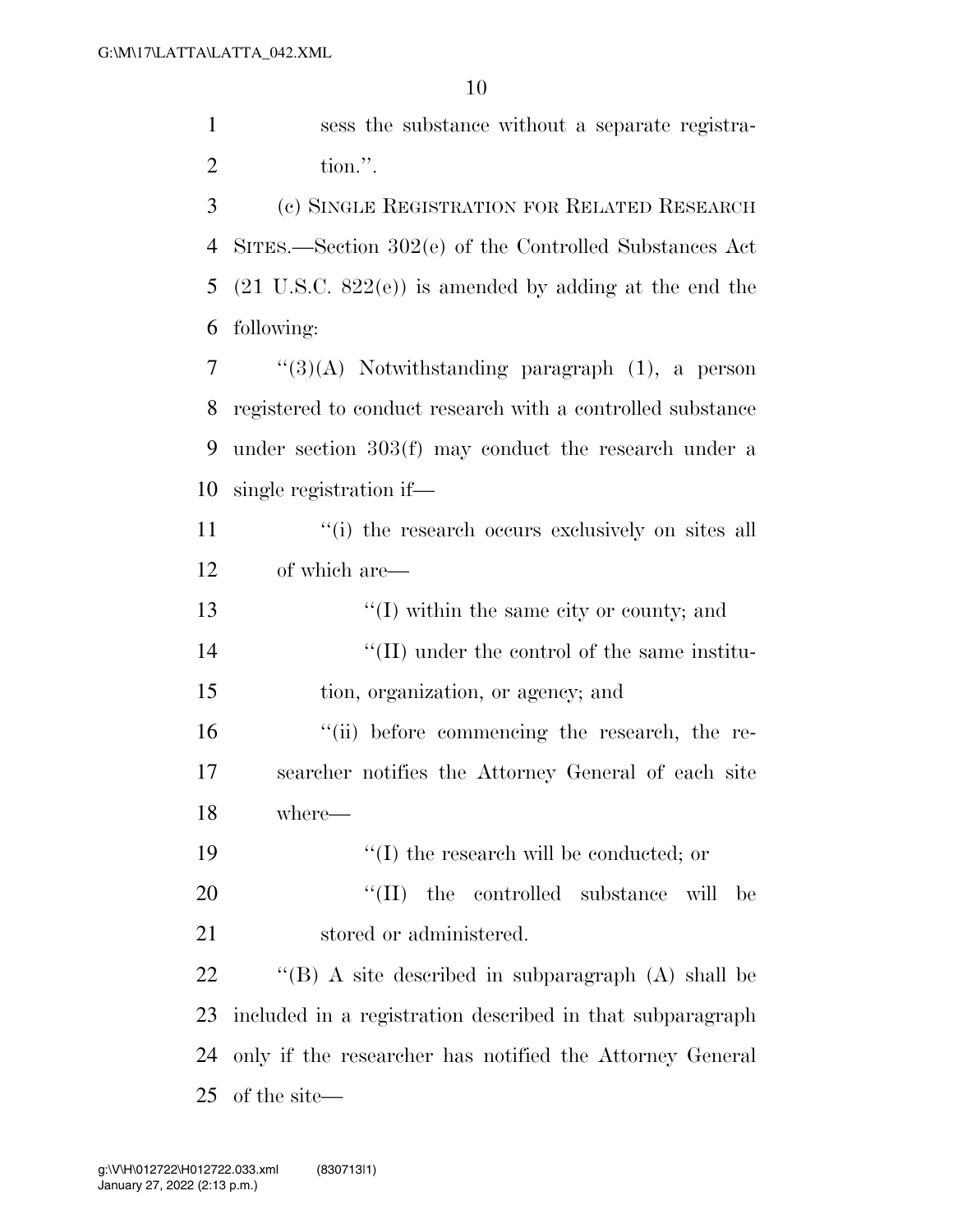sess the substance without a separate registration.''.

(c) SINGLE REGISTRATION FOR RELATED RESEARCH SITES.—Section 302(e) of the Controlled Substances Act (21 U.S.C. 822(e)) is amended by adding at the end the following:

''(3)(A) Notwithstanding paragraph (1), a person registered to conduct research with a controlled substance under section 303(f) may conduct the research under a single registration if—

''(i) the research occurs exclusively on sites all of which are—

''(I) within the same city or county; and

''(II) under the control of the same institution, organization, or agency; and

''(ii) before commencing the research, the researcher notifies the Attorney General of each site where—

''(I) the research will be conducted; or

''(II) the controlled substance will be stored or administered.

''(B) A site described in subparagraph (A) shall be included in a registration described in that subparagraph only if the researcher has notified the Attorney General of the site—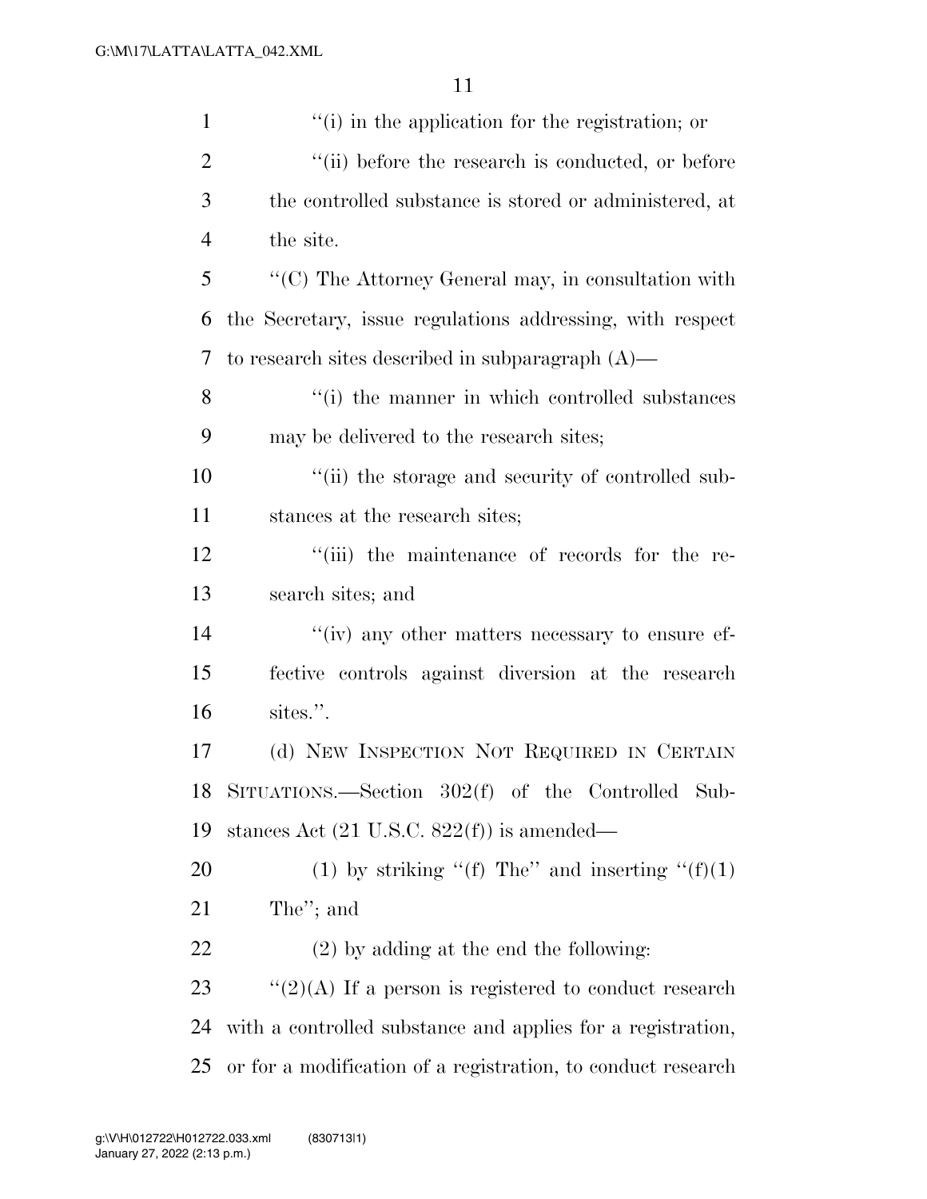''(i) in the application for the registration; or

''(ii) before the research is conducted, or before the controlled substance is stored or administered, at the site.

''(C) The Attorney General may, in consultation with the Secretary, issue regulations addressing, with respect to research sites described in subparagraph (A)—

''(i) the manner in which controlled substances may be delivered to the research sites;

''(ii) the storage and security of controlled substances at the research sites;

''(iii) the maintenance of records for the research sites; and

''(iv) any other matters necessary to ensure effective controls against diversion at the research sites.''.

(d) NEW INSPECTION NOT REQUIRED IN CERTAIN SITUATIONS.—Section 302(f) of the Controlled Substances Act (21 U.S.C. 822(f)) is amended—

(1) by striking ''(f) The'' and inserting ''(f)(1) The''; and

(2) by adding at the end the following:

''(2)(A) If a person is registered to conduct research with a controlled substance and applies for a registration, or for a modification of a registration, to conduct research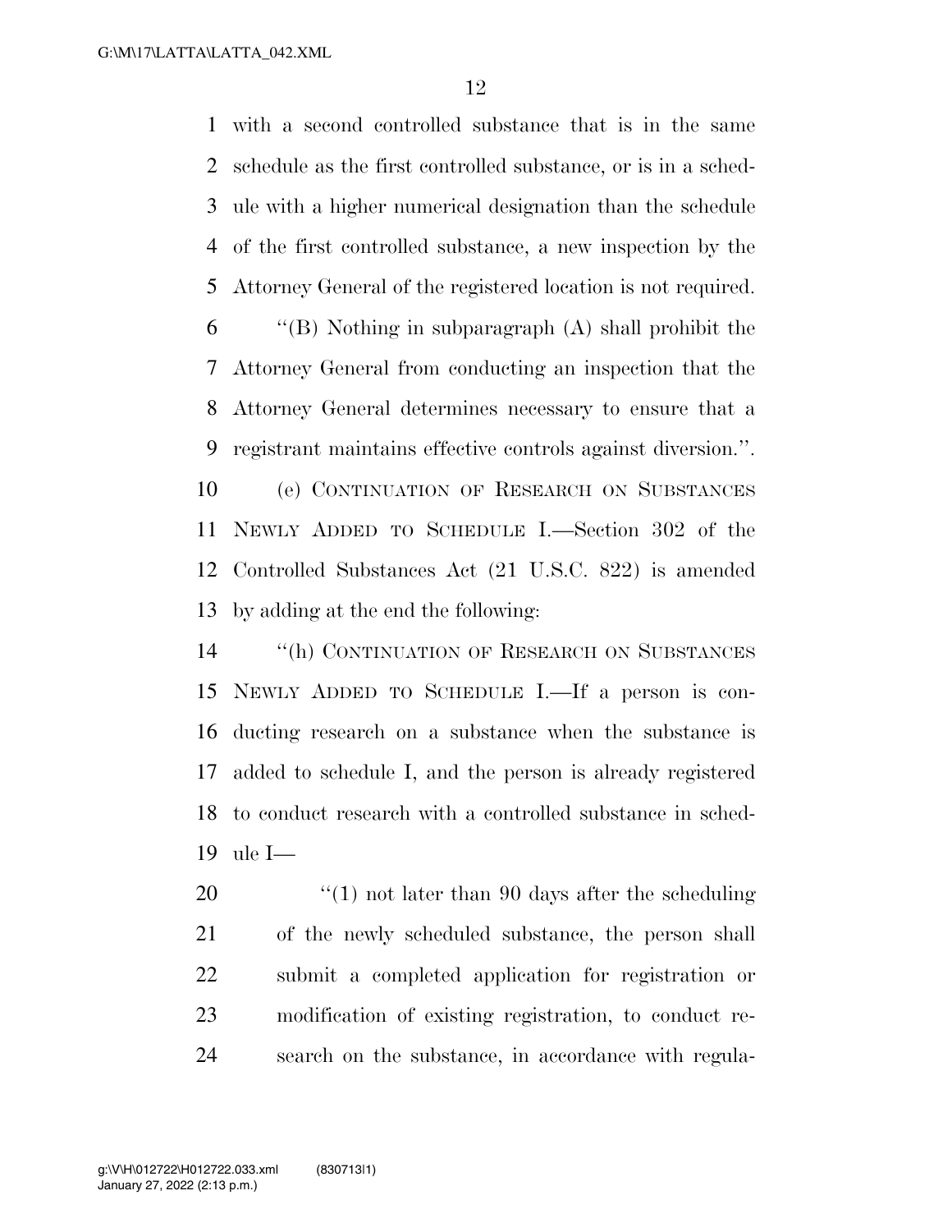with a second controlled substance that is in the same schedule as the first controlled substance, or is in a schedule with a higher numerical designation than the schedule of the first controlled substance, a new inspection by the Attorney General of the registered location is not required.

"(B) Nothing in subparagraph (A) shall prohibit the Attorney General from conducting an inspection that the Attorney General determines necessary to ensure that a registrant maintains effective controls against diversion.".

(e) CONTINUATION OF RESEARCH ON SUBSTANCES NEWLY ADDED TO SCHEDULE I.—Section 302 of the Controlled Substances Act (21 U.S.C. 822) is amended by adding at the end the following:

"(h) CONTINUATION OF RESEARCH ON SUBSTANCES NEWLY ADDED TO SCHEDULE I.—If a person is conducting research on a substance when the substance is added to schedule I, and the person is already registered to conduct research with a controlled substance in schedule I—

"(1) not later than 90 days after the scheduling of the newly scheduled substance, the person shall submit a completed application for registration or modification of existing registration, to conduct research on the substance, in accordance with regula-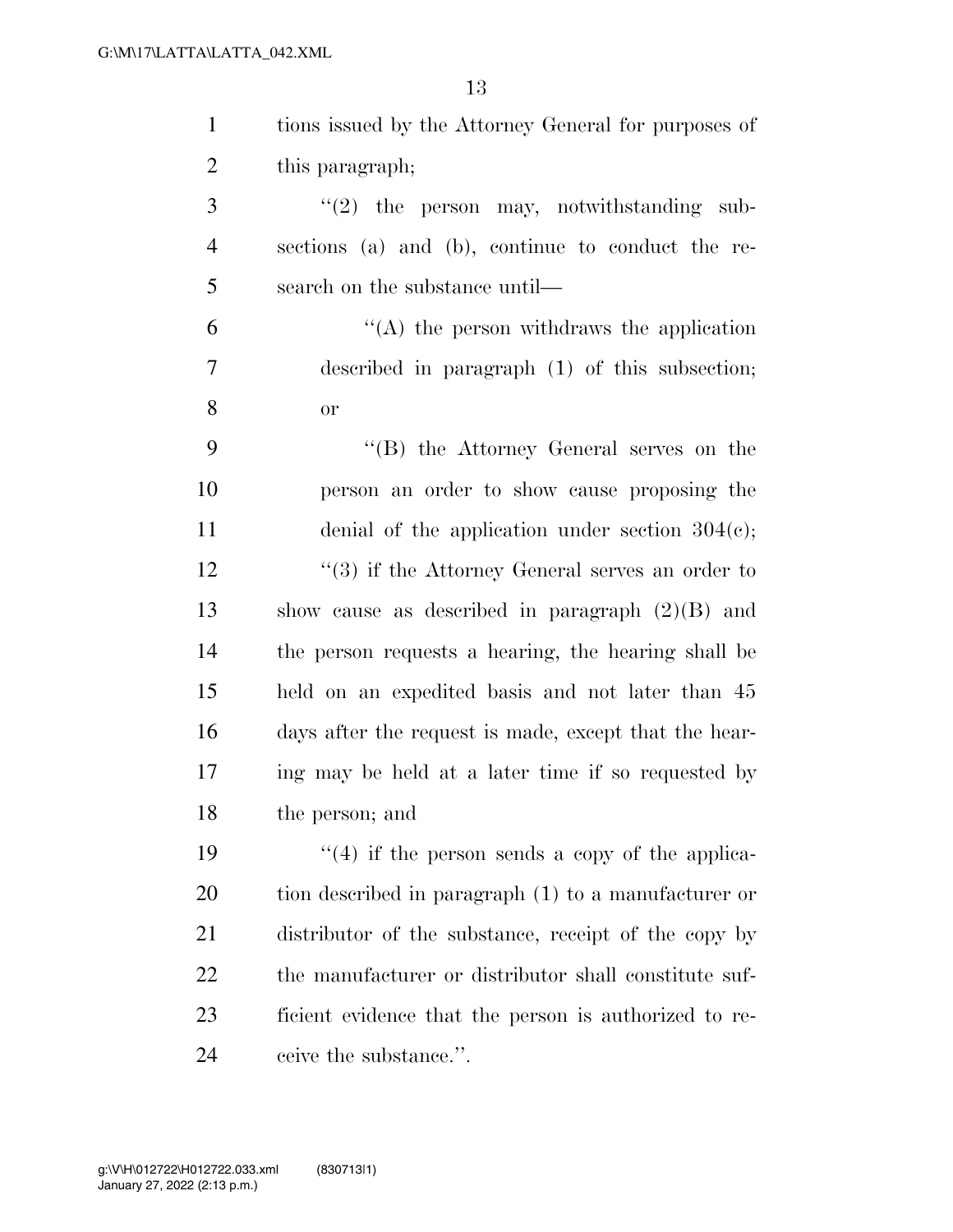tions issued by the Attorney General for purposes of this paragraph;

"(2) the person may, notwithstanding subsections (a) and (b), continue to conduct the research on the substance until—

"(A) the person withdraws the application described in paragraph (1) of this subsection; or

"(B) the Attorney General serves on the person an order to show cause proposing the denial of the application under section 304(c);

"(3) if the Attorney General serves an order to show cause as described in paragraph (2)(B) and the person requests a hearing, the hearing shall be held on an expedited basis and not later than 45 days after the request is made, except that the hearing may be held at a later time if so requested by the person; and

"(4) if the person sends a copy of the application described in paragraph (1) to a manufacturer or distributor of the substance, receipt of the copy by the manufacturer or distributor shall constitute sufficient evidence that the person is authorized to receive the substance.".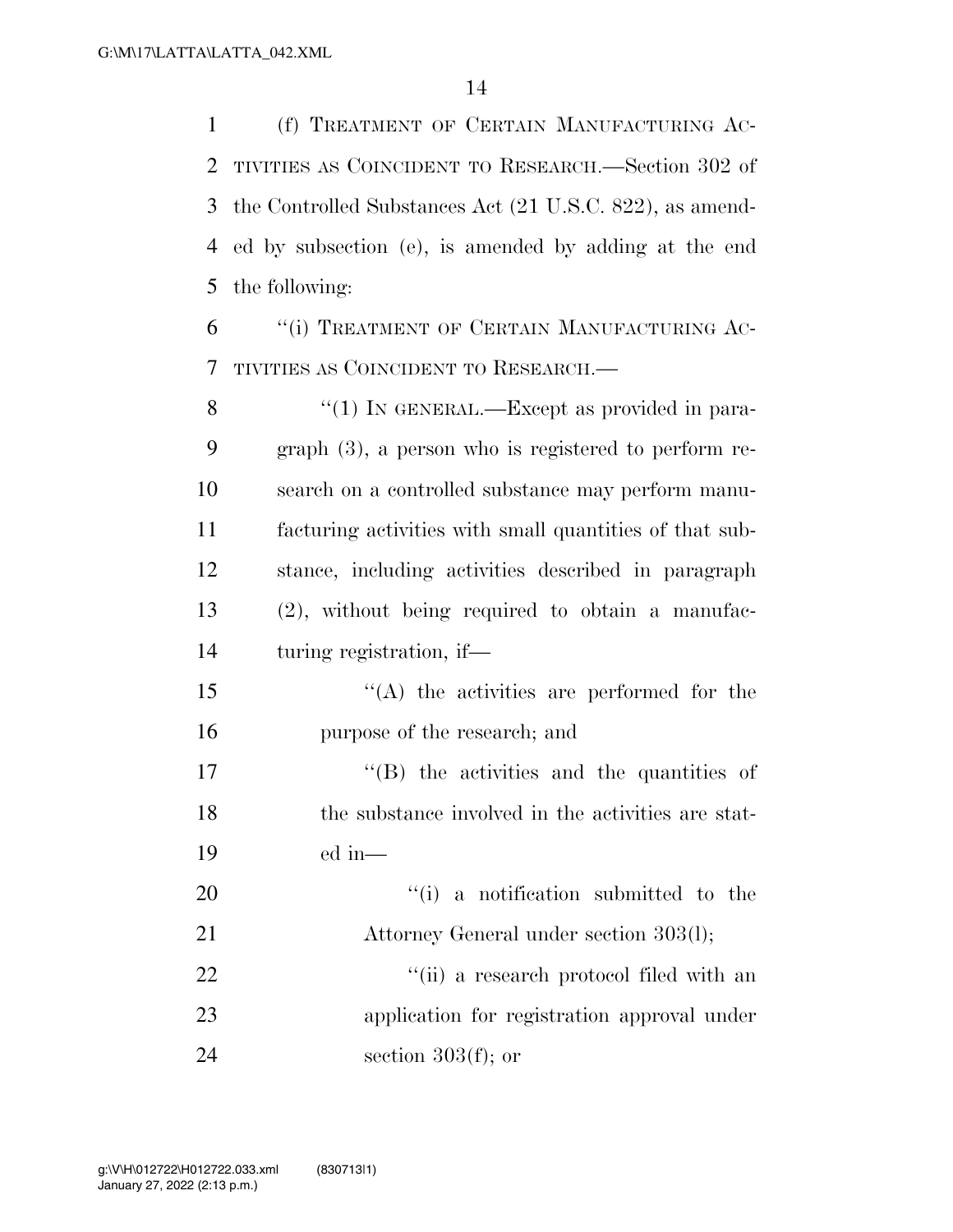(f) TREATMENT OF CERTAIN MANUFACTURING ACTIVITIES AS COINCIDENT TO RESEARCH.—Section 302 of the Controlled Substances Act (21 U.S.C. 822), as amended by subsection (e), is amended by adding at the end the following:

"(i) TREATMENT OF CERTAIN MANUFACTURING ACTIVITIES AS COINCIDENT TO RESEARCH.—

"(1) IN GENERAL.—Except as provided in paragraph (3), a person who is registered to perform research on a controlled substance may perform manufacturing activities with small quantities of that substance, including activities described in paragraph (2), without being required to obtain a manufacturing registration, if—

"(A) the activities are performed for the purpose of the research; and

"(B) the activities and the quantities of the substance involved in the activities are stated in—

"(i) a notification submitted to the Attorney General under section 303(l);

"(ii) a research protocol filed with an application for registration approval under section 303(f); or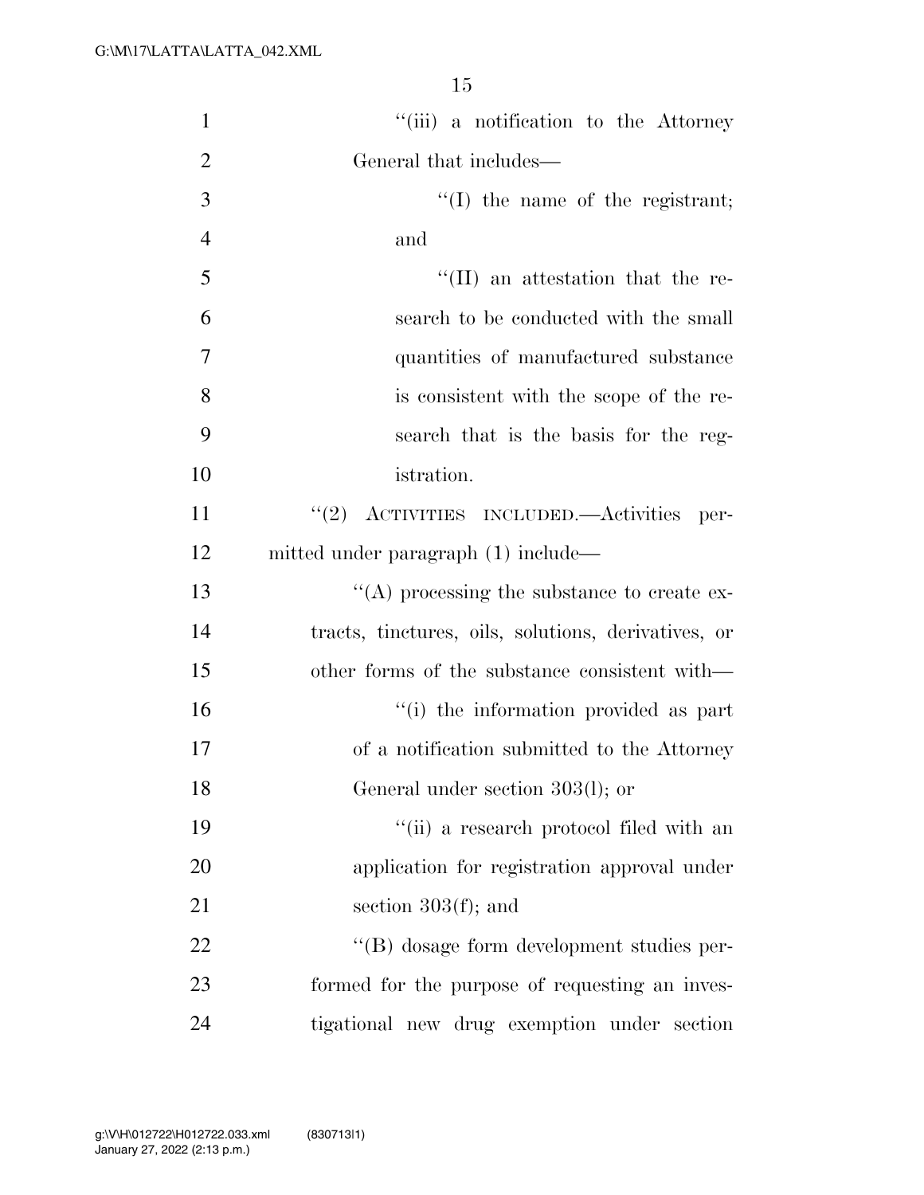"(iii) a notification to the Attorney General that includes—

"(I) the name of the registrant; and

"(II) an attestation that the research to be conducted with the small quantities of manufactured substance is consistent with the scope of the research that is the basis for the registration.

"(2) ACTIVITIES INCLUDED.—Activities permitted under paragraph (1) include—

"(A) processing the substance to create extracts, tinctures, oils, solutions, derivatives, or other forms of the substance consistent with—

"(i) the information provided as part of a notification submitted to the Attorney General under section 303(l); or

"(ii) a research protocol filed with an application for registration approval under section 303(f); and

"(B) dosage form development studies performed for the purpose of requesting an investigational new drug exemption under section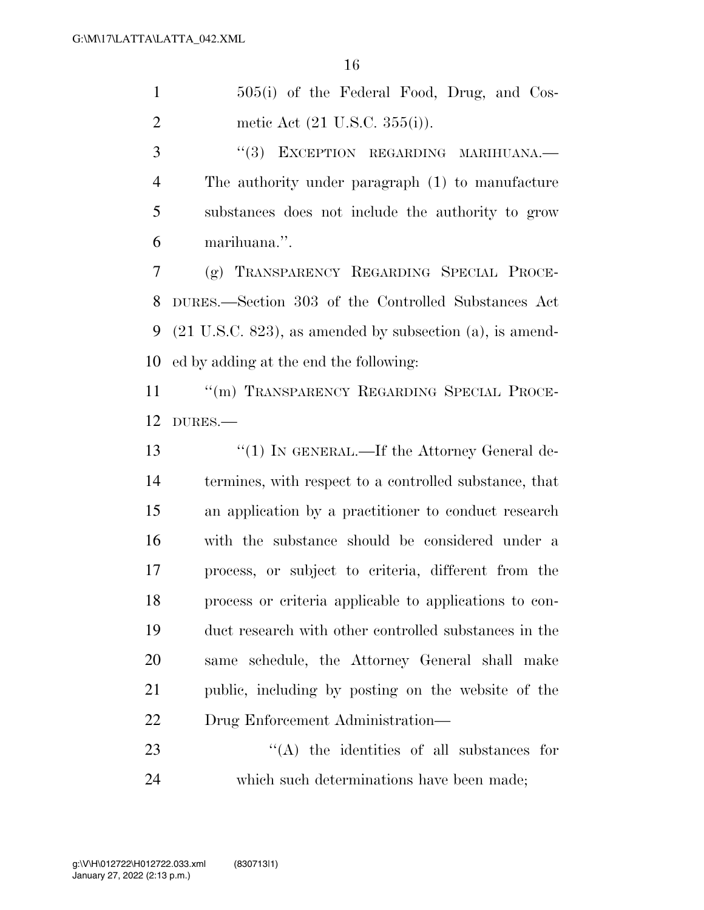505(i) of the Federal Food, Drug, and Cosmetic Act (21 U.S.C. 355(i)).

"(3) EXCEPTION REGARDING MARIHUANA.—The authority under paragraph (1) to manufacture substances does not include the authority to grow marihuana.".

(g) TRANSPARENCY REGARDING SPECIAL PROCEDURES.—Section 303 of the Controlled Substances Act (21 U.S.C. 823), as amended by subsection (a), is amended by adding at the end the following:

"(m) TRANSPARENCY REGARDING SPECIAL PROCEDURES.—

"(1) IN GENERAL.—If the Attorney General determines, with respect to a controlled substance, that an application by a practitioner to conduct research with the substance should be considered under a process, or subject to criteria, different from the process or criteria applicable to applications to conduct research with other controlled substances in the same schedule, the Attorney General shall make public, including by posting on the website of the Drug Enforcement Administration—

"(A) the identities of all substances for which such determinations have been made;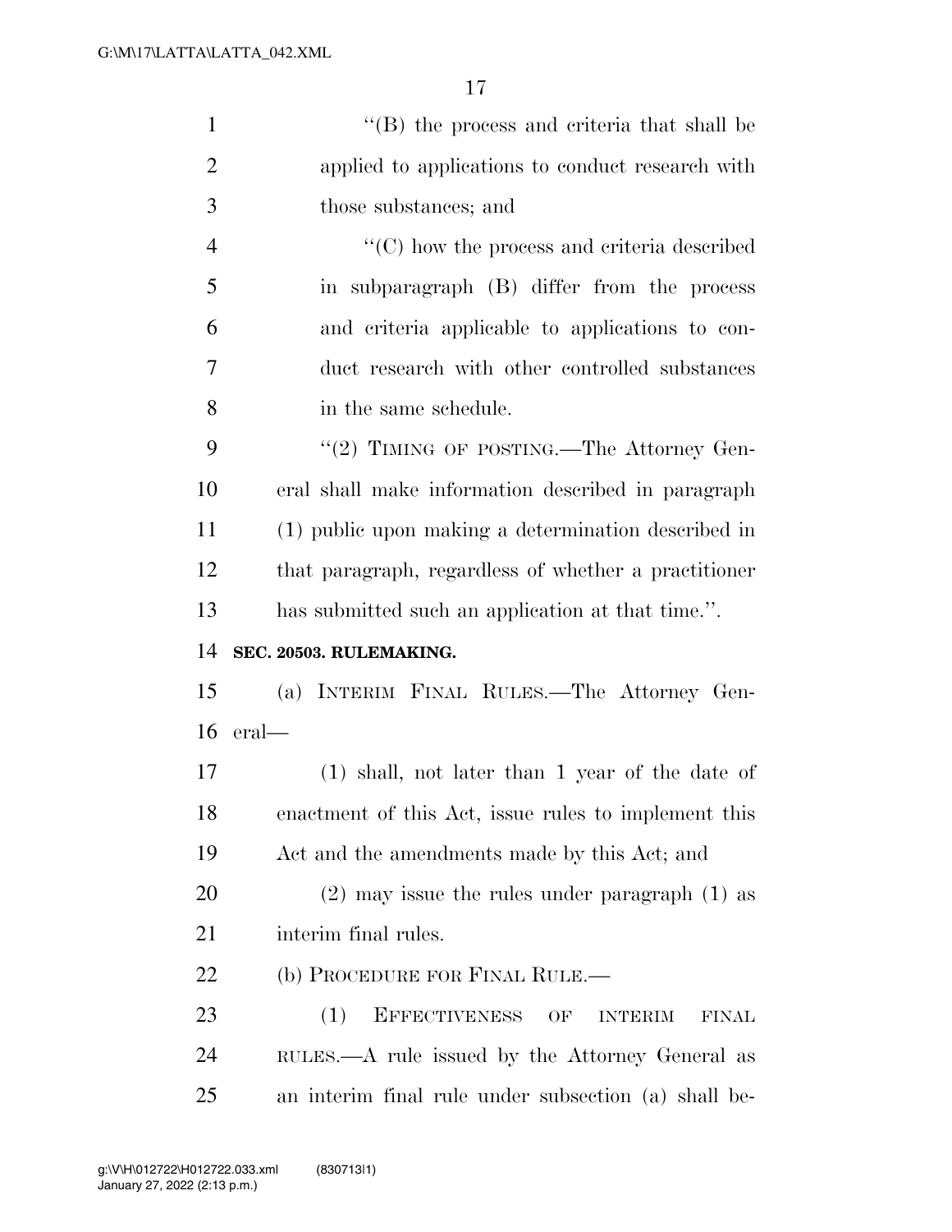"(B) the process and criteria that shall be applied to applications to conduct research with those substances; and

"(C) how the process and criteria described in subparagraph (B) differ from the process and criteria applicable to applications to conduct research with other controlled substances in the same schedule.

"(2) TIMING OF POSTING.—The Attorney General shall make information described in paragraph (1) public upon making a determination described in that paragraph, regardless of whether a practitioner has submitted such an application at that time.".

**SEC. 20503. RULEMAKING.**

(a) INTERIM FINAL RULES.—The Attorney General—

(1) shall, not later than 1 year of the date of enactment of this Act, issue rules to implement this Act and the amendments made by this Act; and

(2) may issue the rules under paragraph (1) as interim final rules.

(b) PROCEDURE FOR FINAL RULE.—

(1) EFFECTIVENESS OF INTERIM FINAL RULES.—A rule issued by the Attorney General as an interim final rule under subsection (a) shall be-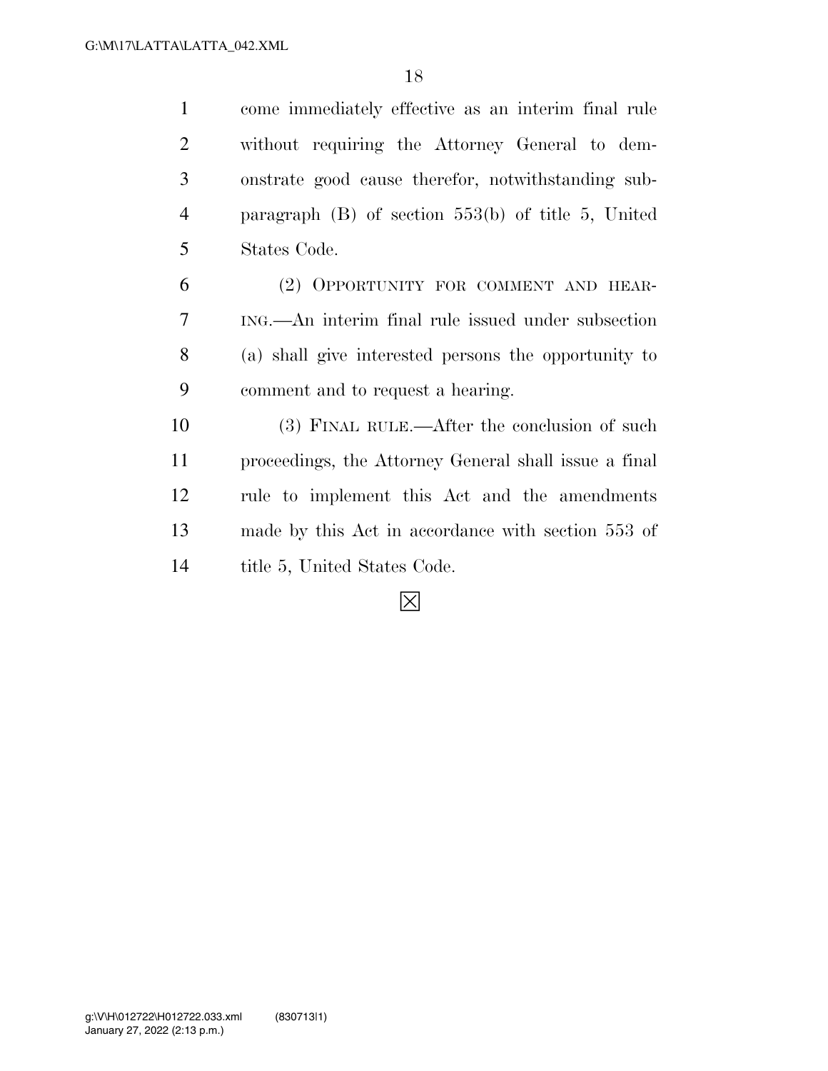come immediately effective as an interim final rule without requiring the Attorney General to demonstrate good cause therefor, notwithstanding subparagraph (B) of section 553(b) of title 5, United States Code.

(2) OPPORTUNITY FOR COMMENT AND HEARING.—An interim final rule issued under subsection (a) shall give interested persons the opportunity to comment and to request a hearing.

(3) FINAL RULE.—After the conclusion of such proceedings, the Attorney General shall issue a final rule to implement this Act and the amendments made by this Act in accordance with section 553 of title 5, United States Code.